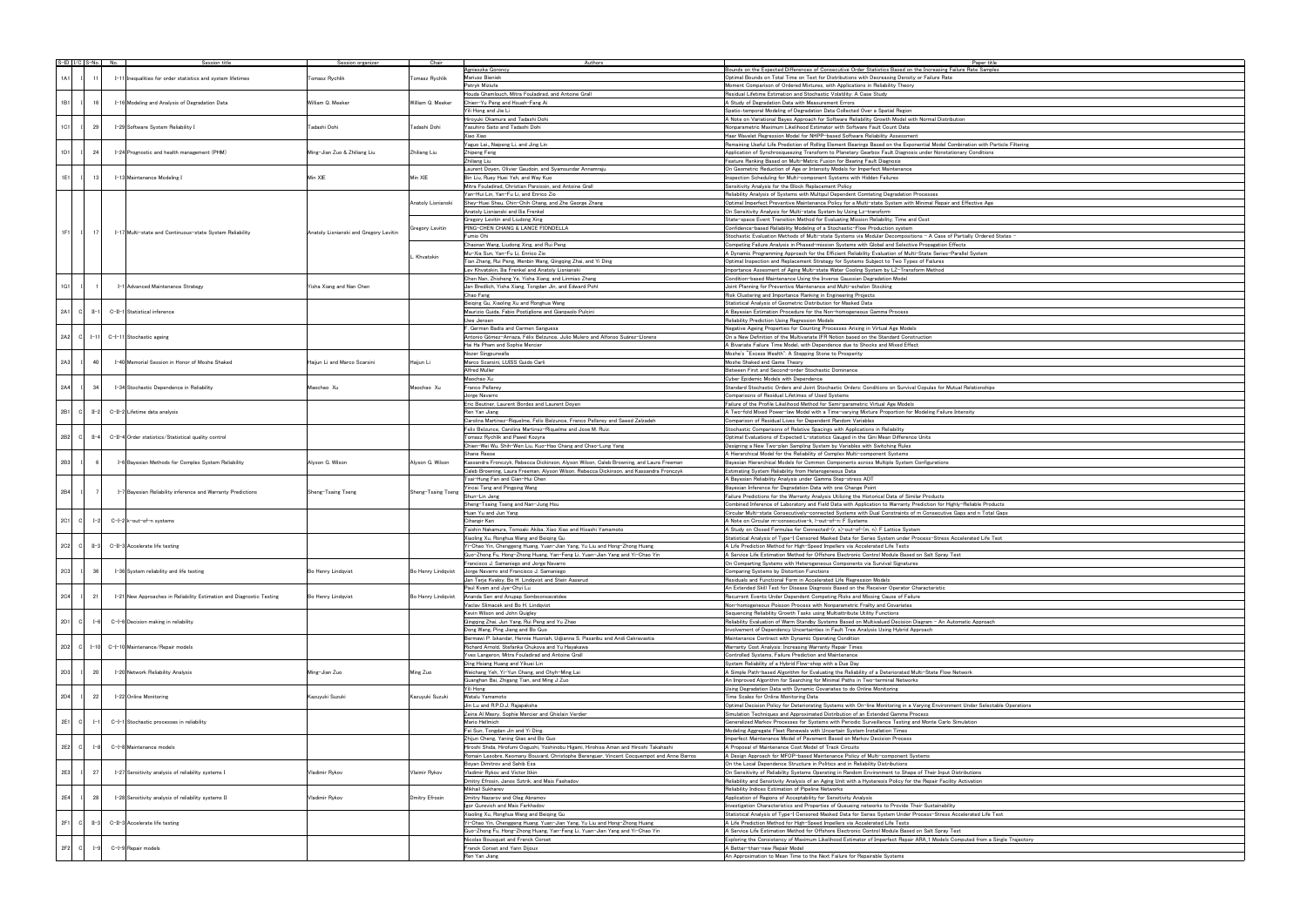| S-ID | I/C | S-No. | No. | Session title | Session organizer | Chair | Authors | Paper title |
|---|---|---|---|---|---|---|---|---|
| 1A1 | I | 11 | I-11 | Inequalities for order statistics and system lifetimes | Tomasz Rychlik | Tomasz Rychlik | Agnieszka Goroncy | Bounds on the Expected Differences of Consecutive Order Statistics Based on the Increasing Failure Rate Samples |
| | | | | | | | Mariusz Bieniek | Optimal Bounds on Total Time on Test for Distributions with Decreasing Density or Failure Rate |
| | | | | | | | Patryk Miziuła | Moment Comparison of Ordered Mixtures, with Applications in Reliability Theory |
| 1B1 | I | 16 | I-16 | Modeling and Analysis of Degradation Data | William Q. Meeker | William Q. Meeker | Houda Ghamlouch, Mitra Fouladirad, and Antoine Grall | Residual Lifetime Estimation and Stochastic Volatility: A Case Study |
| | | | | | | | Chien-Yu Peng and Hsueh-Fang Ai | A Study of Degradation Data with Measurement Errors |
| | | | | | | | Yili Hong and Jie Li | Spatio-temporal Modeling of Degradation Data Collected Over a Spatial Region |
| 1C1 | I | 29 | I-29 | Software System Reliability I | Tadashi Dohi | Tadashi Dohi | Hiroyuki Okamura and Tadashi Dohi | A Note on Variational Bayes Approach for Software Reliability Growth Model with Normal Distribution |
| | | | | | | | Yasuhiro Saito and Tadashi Dohi | Nonparametric Maximum Likelihood Estimator with Software Fault Count Data |
| | | | | | | | Xiao Xiao | Haar Wavelet Regression Model for NHPP-based Software Reliability Assessment |
| 1D1 | I | 24 | I-24 | Prognostic and health management (PHM) | Ming-Jian Zuo & Zhiliang Liu | Zhiliang Liu | Yaguo Lei, Naipeng Li, and Jing Lin | Remaining Useful Life Prediction of Rolling Element Bearings Based on the Exponential Model Combination with Particle Filtering |
| | | | | | | | Zhipeng Feng | Application of Synchrosqueezing Transform to Planetary Gearbox Fault Diagnosis under Nonstationary Conditions |
| | | | | | | | Zhiliang Liu | Feature Ranking Based on Multi-Metric Fusion for Bearing Fault Diagnosis |
| 1E1 | I | 13 | I-13 | Maintenance Modeling I | Min XIE | Min XIE | Laurent Doyen, Olivier Gaudoin, and Syamsundar Annamraju | On Geometric Reduction of Age or Intensity Models for Imperfect Maintenance |
| | | | | | | | Bin Liu, Ruey Huei Yeh, and Way Kuo | Inspection Scheduling for Multi-component Systems with Hidden Failures |
| | | | | | | | Mitra Fouladirad, Christian Paroissin, and Antoine Grall | Sensitivity Analysis for the Block Replacement Policy |
| 1F1 | I | 17 | I-17 | Multi-state and Continuous-state System Reliability | Anatoly Lisnianski and Gregory Levitin | Anatoly Lisnianski | Yan-Hui Lin, Yan-Fu Li, and Enrico Zio | Reliability Analysis of Systems with Multipul Dependent Comteting Degradation Processes |
| | | | | | | | Shey-Huei Sheu, Chin-Chih Chang, and Zhe George Zhang | Optimal Imperfect Preventive Maintenance Policy for a Multi-state System with Minimal Repair and Effective Age |
| | | | | | | | Anatoly Lisnianski and Ilia Frenkel | On Sensitivity Analysis for Multi-state System by Using Lz-transform |
| | | | | | | Gregory Levitin | Gregory Levitin and Liudong Xing | State-space Event Transition Method for Evaluating Mission Reliability, Time and Cost |
| | | | | | | | PING-CHEN CHANG & LANCE FIONDELLA | Confidence-based Reliability Modeling of a Stochastic-Flow Production system |
| | | | | | | | Fumio Ohi | Stochastic Evaluation Methods of Multi-state Systems via Modular Decompositions - A Case of Partially Ordered States - |
| | | | | | | | Chaonan Wang, Liudong Xing, and Rui Peng | Competing Failure Analysis in Phased-mission Systems with Global and Selective Propagation Effects |
| | | | | | | L. Khvatskin | Mu-Xia Sun, Yan-Fu Li, Enrico Zio | A Dynamic Programming Approach for the Efficient Reliability Evaluation of Multi-State Series-Parallel System |
| | | | | | | | Tian Zhang, Rui Peng, Wenbin Wang, Qingqing Zhai, and Yi Ding | Optimal Inspection and Replacement Strategy for Systems Subject to Two Types of Failures |
| | | | | | | | Lev Khvatskin, Ilia Frenkel and Anatoly Lisnianski | Importance Assessment of Aging Multi-state Water Cooling System by LZ-Transform Method |
| 1G1 | I | 1 | I-1 | Advanced Maintenance Strategy | Yisha Xiang and Nan Chen | | Chen Nan, Zhisheng Ye, Yisha Xiang, and Linmiao Zhang | Condition-based Maintenance Using the Inverse Gaussian Degradation Model |
| | | | | | | | Jan Bredlich, Yisha Xiang, Tongdan Jin, and Edward Pohl | Joint Planning for Preventive Maintenance and Multi-echelon Stocking |
| | | | | | | | Chao Fang | Risk Clustering and Importance Ranking in Engineering Projects |
| 2A1 | C | II-1 | C-II-1 | Statistical inference | | | Beiqing Gu, Xiaoling Xu and Ronghua Wang | Statistical Analysis of Geometric Distribution for Masked Data |
| | | | | | | | Maurizio Guida, Fabio Postiglione and Gianpaolo Pulcini | A Bayesian Estimation Procedure for the Non-homogeneous Gamma Process |
| | | | | | | | Uwe Jensen | Reliability Prediction Using Regression Models |
| 2A2 | C | I-11 | C-I-11 | Stochastic ageing | | | F. German Badia and Carmen Sangüesa | Negative Ageing Properties for Counting Processes Arising in Virtual Age Models |
| | | | | | | | Antonio Gómez-Arriaza, Félix Belzunce, Julio Mulero and Alfonso Suárez-Llorens | On a New Definition of the Multivariate IFR Notion based on the Standard Construction |
| | | | | | | | Hai Ha Pham and Sophie Mercier | A Bivariate Failure Time Model, with Dependence due to Shocks and Mixed Effect |
| 2A3 | I | 40 | I-40 | Memorial Session in Honor of Moshe Shaked | Haijun Li and Marco Scarsini | Haijun Li | Nozer Singpurwalla | Moshe's "Excess Wealth": A Stepping Stone to Prosperity |
| | | | | | | | Marco Scarsini, LUISS Guido Carli | Moshe Shaked and Game Theory |
| | | | | | | | Alfred Muller | Between First and Second-order Stochastic Dominance |
| 2A4 | I | 34 | I-34 | Stochastic Dependence in Reliability | Maochao Xu | Maochao Xu | Maochao Xu | Cyber Epidemic Models with Dependence |
| | | | | | | | Franco Pellerey | Standard Stochastic Orders and Joint Stochastic Orders: Conditions on Survival Copulas for Mutual Relationships |
| | | | | | | | Jorge Navarro | Comparisons of Residual Lifetimes of Used Systems |
| 2B1 | C | II-2 | C-II-2 | Lifetime data analysis | | | Eric Beutner, Laurent Bordes and Laurent Doyen | Failure of the Profile Likelihood Method for Semi-parametric Virtual Age Models |
| | | | | | | | Ren Yan Jiang | A Two-fold Mixed Power-law Model with a Time-varying Mixture Proportion for Modeling Failure Intensity |
| | | | | | | | Carolina Martínez-Riquelme, Félix Belzunce, Franco Pellerey and Saeed Zalzadeh | Comparison of Residual Lives for Dependent Random Variables |
| 2B2 | C | II-4 | C-II-4 | Order statistics/Statistical quality control | | | Felix Belzunce, Carolina Martínez-Riquelme and Jose M. Ruiz | Stochastic Comparisons of Relative Spacings with Applications in Reliability |
| | | | | | | | Tomasz Rychlik and Pawel Kozyra | Optimal Evaluations of Expected L-statistics Gauged in the Gini Mean Difference Units |
| | | | | | | | Chien-Wei Wu, Shih-Wen Liu, Kuo-Hao Chang and Chao-Lung Yang | Designing a New Two-plan Sampling System by Variables with Switching Rules |
| 2B3 | I | 6 | I-6 | Bayesian Methods for Complex System Reliability | Alyson G. Wilson | Alyson G. Wilson | Shane Reese | A Hierarchical Model for the Reliability of Complex Multi-component Systems |
| | | | | | | | Kassandra Fronczyk, Rebecca Dickinson, Alyson Wilson, Caleb Browning, and Laura Freeman | Bayesian Hierarchical Models for Common Components across Multiple System Configurations |
| | | | | | | | Caleb Browning, Laura Freeman, Alyson Wilson, Rebecca Dickinson, and Kassandra Fronczyk | Estimating System Reliability from Heterogeneous Data |
| 2B4 | I | 7 | I-7 | Bayesian Reliability inference and Warranty Predictions | Sheng-Tsaing Tseng | Sheng-Tsaing Tseng | Tsai-Hung Fan and Cian-Hui Chen | A Bayesian Reliability Analysis under Gamma Step-stress ADT |
| | | | | | | | Yincai Tang and Pingping Wang | Bayesian Inference for Degradation Data with one Change Point |
| | | | | | | | Shuen-Lin Jeng | Failure Predictions for the Warranty Analysis Utilizing the Historical Data of Similar Products |
| | | | | | | | Sheng-Tsaing Tseng and Nan-Jung Hsu | Combined Inference of Laboratory and Field Data with Application to Warranty Prediction for Highly-Reliable Products |
| 2C1 | C | I-2 | C-I-2 | k-out-of-n systems | | | Huan Yu and Jun Yang | Circular Multi-state Consecutively-connected Systems with Dual Constraints of m Consecutive Gaps and n Total Gaps |
| | | | | | | | Cihangir Kan | A Note on Circular m-consecutive-k, l-out-of-n: F Systems |
| | | | | | | | Taishin Nakamura, Tomoaki Akiba, Xiao Xiao and Hisashi Yamamoto | A Study on Closed Formulas for Connected-(r, s)-out-of-(m, n): F Lattice System |
| 2C2 | C | II-3 | C-II-3 | Accelerate life testing | | | Xiaoling Xu, Ronghua Wang and Beiqing Gu | Statistical Analysis of Type-I Censored Masked Data for Series System under Process-Stress Accelerated Life Test |
| | | | | | | | Yi-Chao Yin, Chengpeng Huang, Yuan-Jian Yang, Yu Liu and Hong-Zhong Huang | A Life Prediction Method for High-Speed Impellers via Accelerated Life Tests |
| | | | | | | | Guo-Zhong Fu, Hong-Zhong Huang, Yan-Feng Li, Yuan-Jian Yang and Yi-Chao Yin | A Service Life Estimation Method for Offshore Electronic Control Module Based on Salt Spray Test |
| 2C3 | I | 36 | I-36 | System reliability and life testing | Bo Henry Lindqvist | Bo Henry Lindqvist | Francisco J. Samaniego and Jorge Navarro | On Comparing Systems with Heterogeneous Components via Survival Signatures |
| | | | | | | | Jorge Navarro and Francisco J. Samaniego | Comparing Systems by Distortion Functions |
| | | | | | | | Jan Terje Kvaloy, Bo H. Lindqvist and Stein Aaserud | Residuals and Functional Form in Accelerated Life Regression Models |
| 2C4 | I | 21 | I-21 | New Approaches in Reliability Estimation and Diagnostic Testing | Bo Henry Lindqvist | Bo Henry Lindqvist | Paul Kvam and Jye-Chyi Lu | An Extended Skill Test for Disease Diagnosis Based on the Receiver Operator Characteristic |
| | | | | | | | Ananda Sen and Anupap Somboonsavatdee | Recurrent Events Under Dependent Competing Risks and Missing Cause of Failure |
| | | | | | | | Vaclav Slimacek and Bo H. Lindqvist | Non-homogeneous Poisson Process with Nonparametric Frailty and Covariates |
| 2D1 | C | I-6 | C-I-6 | Decision making in reliability | | | Kevin Wilson and John Quigley | Sequencing Reliability Growth Tasks using Multiattribute Utility Functions |
| | | | | | | | Qingqing Zhai, Jun Yang, Rui Peng and Yu Zhao | Reliability Evaluation of Warm Standby Systems Based on Multivalued Decision Diagram - An Automatic Approach |
| | | | | | | | Dong Wang, Ping Jiang and Bo Guo | Involvement of Dependency Uncertainties in Fault Tree Analysis Using Hybrid Approach |
| 2D2 | C | I-10 | C-I-10 | Maintenance/Repair models | | | Bermawi P. Iskandar, Hennie Husniah, Udjianna S. Pasaribu and Andi Cakravastia | Maintenance Contract with Dynamic Operating Condition |
| | | | | | | | Richard Arnold, Stefanka Chukova and Yu Hayakawa | Warranty Cost Analysis: Increasing Warranty Repair Times |
| | | | | | | | Yves Langeron, Mitra Fouladirad and Antoine Grall | Controlled Systems, Failure Prediction and Maintenance |
| 2D3 | I | 20 | I-20 | Network Reliability Analysis | Ming-Jian Zuo | Ming Zuo | Ding Hsiang Huang and Yikuei Lin | System Reliability of a Hybrid Flow-shop with a Due Day |
| | | | | | | | Weichang Yeh, Yi-Yun Chang, and Chyh-Ming Lai | A Simple Path-based Algorithm for Evaluating the Reliability of a Deteriorated Multi-State Flow Network |
| | | | | | | | Guanghan Bai, Zhigang Tian, and Ming J Zuo | An Improved Algorithm for Searching for Minimal Paths in Two-terminal Networks |
| 2D4 | I | 22 | I-22 | Online Monitoring | Kazuyuki Suzuki | Kazuyuki Suzuki | Yili Hong | Using Degradation Data with Dynamic Covariates to do Online Monitoring |
| | | | | | | | Wataru Yamamoto | Time Scales for Online Monitoring Data |
| | | | | | | | Jin Lu and R.P.D.J. Rajapaksha | Optimal Decision Policy for Deteriorating Systems with On-line Monitoring in a Varying Environment Under Selectable Operations |
| 2E1 | C | I-1 | C-I-1 | Stochastic processes in reliability | | | Zeina Al Masry, Sophie Mercier and Ghislain Verdier | Simulation Techniques and Approximated Distribution of an Extended Gamma Process |
| | | | | | | | Mario Hellmich | Generalized Markov Processes for Systems with Periodic Surveillance Testing and Monte Carlo Simulation |
| | | | | | | | Fei Sun, Tongdan Jin and Yi Ding | Modeling Aggregate Fleet Renewals with Uncertain System Installation Times |
| 2E2 | C | I-8 | C-I-8 | Maintenance models | | | Zhijun Cheng, Yaning Qiao and Bo Guo | Imperfect Maintenance Model of Pavement Based on Markov Decision Process |
| | | | | | | | Hiroshi Shida, Hirofumi Ooguchi, Yoshinobu Higami, Hirohisa Aman and Hiroshi Takahashi | A Proposal of Maintenance Cost Model of Track Circuits |
| | | | | | | | Romain Lesobre, Keomany Bouvard, Christophe Berenguer, Vincent Cocquempot and Anne Barros | A Design Approach for MFOP-based Maintenance Policy of Multi-component Systems |
| 2E3 | I | 27 | I-27 | Sensitivity analysis of reliability systems I | Vladimir Rykov | Vlaimir Rykov | Boyan Dimitrov and Sahib Esa | On the Local Dependence Structure in Politics and in Reliability Distributions |
| | | | | | | | Vladimir Rykov and Victor Itkin | On Sensitivity of Reliability Systems Operating in Random Environment to Shape of Their Input Distributions |
| | | | | | | | Dmitry Efrosin, Janos Sztrik, and Mais Farkhadov | Reliability and Sensitivity Analysis of an Aging Unit with a Hysteresis Policy for the Repair Facility Activation |
| 2E4 | I | 28 | I-28 | Sensitivity analysis of reliability systems II | Vladimir Rykov | Dmitry Efrosin | Mikhail Sukharev | Reliability Indices Estimation of Pipeline Networks |
| | | | | | | | Dmitry Nazarov and Oleg Abramov | Application of Regions of Acceptability for Sensitivity Analysis |
| | | | | | | | Igor Gurevich and Mais Farkhadov | Investigation Characteristics and Properties of Queueing networks to Provide Their Sustainability |
| 2F1 | C | II-3 | C-II-3 | Accelerate life testing | | | Xiaoling Xu, Ronghua Wang and Beiqing Gu | Statistical Analysis of Type-I Censored Masked Data for Series System Under Process-Stress Accelerated Life Test |
| | | | | | | | Yi-Chao Yin, Chengpeng Huang, Yuan-Jian Yang, Yu Liu and Hong-Zhong Huang | A Life Prediction Method for High-Speed Impellers via Accelerated Life Tests |
| | | | | | | | Guo-Zhong Fu, Hong-Zhong Huang, Yan-Feng Li, Yuan-Jian Yang and Yi-Chao Yin | A Service Life Estimation Method for Offshore Electronic Control Module Based on Salt Spray Test |
| 2F2 | C | I-9 | C-I-9 | Repair models | | | Nicolas Bousquet and Franck Corset | Exploring the Consistency of Maximum Likelihood Estimator of Imperfect Repair ARA_1 Models Computed from a Single Trajectory |
| | | | | | | | Franck Corset and Yann Dijoux | A Better-than-new Repair Model |
| | | | | | | | Ren Yan Jiang | An Approximation to Mean Time to the Next Failure for Repairable Systems |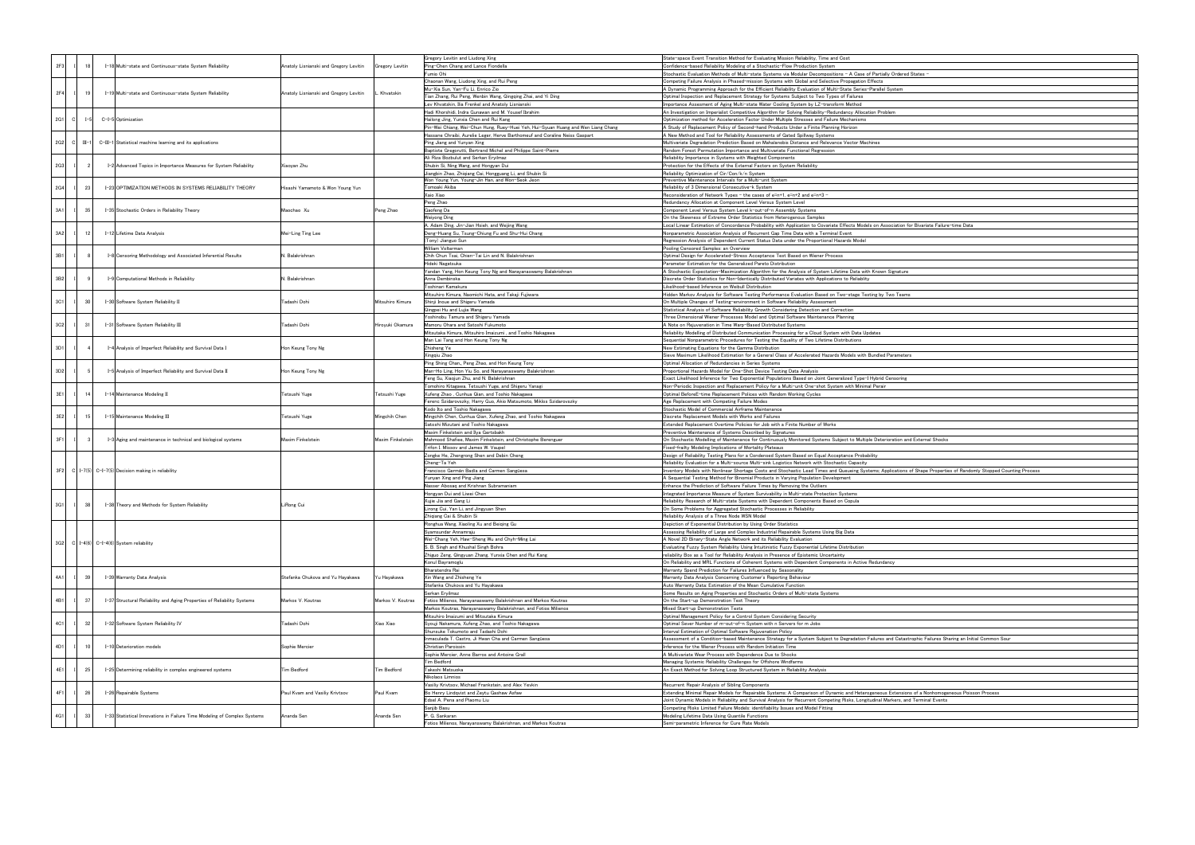| | | | | | | | | |
|---|---|---|---|---|---|---|---|---|
| 2F3 | I | 18 | I-18 Multi-state and Continuous-state System Reliability | Anatoly Lisnianski and Gregory Levitin | Gregory Levitin | Gregory Levitin and Liudong Xing | State-space Event Transition Method for Evaluating Mission Reliability, Time and Cost |
| | | | | | | Ping-Chen Chang and Lance Fiondella | Confidence-based Reliability Modeling of a Stochastic-Flow Production System |
| | | | | | | Fumio Ohi | Stochastic Evaluation Methods of Multi-state Systems via Modular Decompositions - A Case of Partially Ordered States - |
| 2F4 | I | 19 | I-19 Multi-state and Continuous-state System Reliability | Anatoly Lisnianski and Gregory Levitin | L. Khvatskin | Chaonan Wang, Liudong Xing, and Rui Peng | Competing Failure Analysis in Phased-mission Systems with Global and Selective Propagation Effects |
| | | | | | | Mu-Xia Sun, Yan-Fu Li, Enrico Zio | A Dynamic Programming Approach for the Efficient Reliability Evaluation of Multi-State Series-Parallel System |
| | | | | | | Tian Zhang, Rui Peng, Wenbin Wang, Qingqing Zhai, and Yi Ding | Optimal Inspection and Replacement Strategy for Systems Subject to Two Types of Failures |
| | | | | | | Lev Khvatskin, Ilia Frenkel and Anatoly Lisnianski | Importance Assessment of Aging Multi-state Water Cooling System by LZ-transform Method |
| 2G1 | C | I-5 | C-I-5 Optimization | | | Hadi Khorshidi, Indra Gunawan and M. Yousef Ibrahim | An Investigation on Imperialist Competitive Algorithm for Solving Reliability-Redundancy Allocation Problem |
| | | | | | | Haibeng Jing, Yunxia Chen and Rui Kang | Optimization method for Acceleration Factor Under Multiple Stresses and Failure Mechanisms |
| | | | | | | Pin-Wei Chiang, Wei-Chun Hung, Ruey-Huei Yeh, Hui-Syuan Huang and Wen Liang Chang | A Study of Replacement Policy of Second-hand Products Under a Finite Planning Horizon |
| 2G2 | C | III-1 | C-III-1 Statistical machine learning and its applications | | | Hassane Chraibi, Aurelie Leger, Herve Barthomeuf and Coraline Neiss Gaspart | A New Method and Tool for Reliability Assessments of Gated Spillway Systems |
| | | | | | | Ping Jiang and Yunyan Xing | Multivariate Degradation Prediction Based on Mahalanobis Distance and Relevance Vector Machines |
| | | | | | | Baptiste Gregorutti, Bertrand Michel and Philippe Saint-Pierre | Random Forest Permutation Importance and Multivariate Functional Regression |
| 2G3 | I | 2 | I-2 Advanced Topics in Importance Measures for System Reliability | Xiaoyan Zhu | | Ali Riza Bozbulut and Serkan Eryilmaz | Reliability Importance in Systems with Weighted Components |
| | | | | | | Shubin Si, Ning Wang, and Hongyan Dui | Protection for the Effects of the External Factors on System Reliability |
| | | | | | | Jiangbin Zhao, Zhiqiang Cai, Hongguang Li, and Shubin Si | Reliability Optimization of Cir/Con/k/n System |
| 2G4 | I | 23 | I-23 OPTIMIZATION METHODS IN SYSTEMS RELIABILITY THEORY | Hisashi Yamamoto & Won Young Yun | | Won Young Yun, Young-Jin Han, and Won-Seok Jeon | Preventive Maintenance Intervals for a Multi-unit System |
| | | | | | | Tomoaki Akiba | Reliability of 3 Dimensional Consecutive-k System |
| | | | | | | Xiao Xiao | Reconsideration of Network Types - the cases of e/n=1, e/n=2 and e/n=3 - |
| 3A1 | I | 35 | I-35 Stochastic Orders in Reliability Theory | Maochao Xu | Peng Zhao | Peng Zhao | Redundancy Allocation at Component Level Versus System Level |
| | | | | | | Gaofeng Da | Component Level Versus System Level k-out-of-n Assembly Systems |
| | | | | | | Weiyong Ding | On the Skewness of Extreme Order Statistics from Heterogeneous Samples |
| 3A2 | I | 12 | I-12 Lifetime Data Analysis | Mei-Ling Ting Lee | | A. Adam Ding, Jin-Jian Hsieh, and Weijing Wang | Local Linear Estimation of Concordance Probability with Application to Covariate Effects Models on Association for Bivariate Failure-time Data |
| | | | | | | Dang-Huang Su, Tsung-Chiung Fu and Shu-Hui Chang | Nonparametric Association Analysis of Recurrent Gap Time Data with a Terminal Event |
| | | | | | | (Tony) Jianguo Sun | Regression Analysis of Dependent Current Status Data under the Proportional Hazards Model |
| 3B1 | I | 8 | I-8 Censoring Methodology and Associated Inferential Results | N. Balakrishnan | | William Volterman | Pooling Censored Samples: an Overview |
| | | | | | | Chih Chun Tsai, Chien-Tai Lin and N. Balakrishnan | Optimal Design for Accelerated-Stress Acceptance Test Based on Wiener Process |
| | | | | | | Hideki Nagatsuka | Parameter Estimation for the Generalized Pareto Distribution |
| 3B2 | I | 9 | I-9 Computational Methods in Reliability | N. Balakrishnan | | Yandan Yang, Hon Keung Tony Ng and Narayanaswamy Balakrishnan | A Stochastic Expectation-Maximization Algorithm for the Analysis of System Lifetime Data with Known Signature |
| | | | | | | Anna Dembinska | Discrete Order Statistics for Non-identically Distributed Variates with Applications to Reliability |
| | | | | | | Toshinari Kamakura | Likelihood-based Inference on Weibull Distribution |
| 3C1 | I | 30 | I-30 Software System Reliability II | Tadashi Dohi | Mitsuhiro Kimura | Mitsuhiro Kimura, Naomichi Hata, and Takaji Fujiwara | Hidden Markov Analysis for Software Testing Performance Evaluation Based on Two-stage Testing by Two Teams |
| | | | | | | Shinji Inoue and Shigeru Yamada | On Multiple Changes of Testing-environment in Software Reliability Assessment |
| | | | | | | Qingpei Hu and Lujia Wang | Statistical Analysis of Software Reliability Growth Considering Detection and Correction |
| 3C2 | I | 31 | I-31 Software System Reliability III | Tadashi Dohi | Hiroyuki Okamura | Yoshinobu Tamura and Shigeru Yamada | Three Dimensional Wiener Processes Model and Optimal Software Maintenance Planning |
| | | | | | | Mamoru Ohara and Satoshi Fukumoto | A Note on Rejuvenation in Time Warp-Based Distributed Systems |
| | | | | | | Mitsutaka Kimura, Mitsuhiro Imaizumi, and Toshio Nakagawa | Reliability Modelling of Distributed Communication Processing for a Cloud System with Data Updates |
| 3D1 | I | 4 | I-4 Analysis of Imperfect Reliability and Survival Data I | Hon Keung Tony Ng | | Man Lai Tang and Hon Keung Tony Ng | Sequential Nonparametric Procedures for Testing the Equality of Two Lifetime Distributions |
| | | | | | | Zhisheng Ye | New Estimating Equations for the Gamma Distribution |
| | | | | | | Xingqiu Zhao | Sieve Maximum Likelihood Estimation for a General Class of Accelerated Hazards Models with Bundled Parameters |
| 3D2 | I | 5 | I-5 Analysis of Imperfect Reliability and Survival Data II | Hon Keung Tony Ng | | Ping Shing Chan, Peng Zhao, and Hon Keung Tony | Optimal Allocation of Redundancies in Series Systems |
| | | | | | | Man-Ho Ling, Hon Yiu So, and Narayanaswamy Balakrishnan | Proportional Hazards Model for One-Shot Device Testing Data Analysis |
| | | | | | | Feng Su, Xiaojun Zhu, and N. Balakrishnan | Exact Likelihood Inference for Two Exponential Populations Based on Joint Generalized Type-I Hybrid Censoring |
| 3E1 | I | 14 | I-14 Maintenance Modeling II | Tetsushi Yuge | Tetsushi Yuge | Tomohiro Kitagawa, Tetsushi Yuge, and Shigeru Yanagi | Non-Periodic Inspection and Replacement Policy for a Multi-unit One-shot System with Minimal Repair |
| | | | | | | Xufeng Zhao , Cunhua Qian, and Toshio Nakagawa | Optimal Before&-time Replacement Polices with Random Working Cycles |
| | | | | | | Ferenc Szidarovszky, Harry Guo, Akio Matsumoto, Miklos Szidarovszky | Age Replacement with Competing Failure Modes |
| 3E2 | I | 15 | I-15 Maintenance Modeling III | Tetsushi Yuge | Mingchih Chen | Kodo Ito and Toshio Nakagawa | Stochastic Model of Commercial Airframe Maintenance |
| | | | | | | Mingchih Chen, Cunhua Qian, Xufeng Zhao, and Toshio Nakagawa | Discrete Replacement Models with Works and Failures |
| | | | | | | Satoshi Mizutani and Toshio Nakagawa | Extended Replacement Overtime Policies for Job with a Finite Number of Works |
| 3F1 | I | 3 | I-3 Aging and maintenance in technical and biological systems | Maxim Finkelstein | Maxim Finkelstein | Maxim Finkelstein and Ilya Gertsbakh | Preventive Maintenance of Systems Described by Signatures |
| | | | | | | Mahmood Shafiee, Maxim Finkelstein, and Christophe Berenguer | On Stochastic Modelling of Maintenance for Continuously Monitored Systems Subject to Multiple Deterioration and External Shocks |
| | | | | | | Trifon I. Missov and James W. Vaupel | Fixed-frailty Modeling Implications of Mortality Plateaus |
| 3F2 | C | I-7(5) | C-I-7(5) Decision making in reliability | | | Zongke He, Zhengrong Shen and Debin Cheng | Design of Reliability Testing Plans for a Condensed System Based on Equal Acceptance Probability |
| | | | | | | Cheng-Ta Yeh | Reliability Evaluation for a Multi-source Multi-sink Logistics Network with Stochastic Capacity |
| | | | | | | Francisco Germán Badía and Carmen Sangüesa | Inventory Models with Nonlinear Shortage Costs and Stochastic Lead Times and Queueing Systems; Applications of Shape Properties of Randomly Stopped Counting Process |
| | | | | | | Yunyan Xing and Ping Jiang | A Sequential Testing Method for Binomial Products in Varying Population Development |
| | | | | | | Nasser Abosaq and Krishnan Subramaniam | Enhance the Prediction of Software Failure Times by Removing the Outliers |
| 3G1 | I | 38 | I-38 Theory and Methods for System Reliability | LiRong Cui | | Hongyan Dui and Liwei Chen | Integrated Importance Measure of System Survivability in Multi-state Protection Systems |
| | | | | | | Xujie Jia and Gang Li | Reliability Research of Multi-state Systems with Dependent Components Based on Copula |
| | | | | | | Lirong Cui, Yan Li, and Jingyuan Shen | On Some Problems for Aggregated Stochastic Processes in Reliability |
| | | | | | | Zhiqiang Cai & Shubin Si | Reliability Analysis of a Three Node WSN Model |
| 3G2 | C | I-4(6) | C-I-4(6) System reliability | | | Ronghua Wang, Xiaoling Xu and Beiqing Gu | Depiction of Exponential Distribution by Using Order Statistics |
| | | | | | | Syamsundar Annamraju | Assessing Reliability of Large and Complex Industrial Repairable Systems Using Big Data |
| | | | | | | Wei-Chang Yeh, Haw-Sheng Wu and Chyh-Ming Lai | A Novel 2D Binary-State Angle Network and its Reliability Evaluation |
| | | | | | | S. B. Singh and Khushal Singh Bohra | Evaluating Fuzzy System Reliability Using Intuitionistic Fuzzy Exponential Lifetime Distribution |
| | | | | | | Zhiguo Zeng, Qingyuan Zhang, Yunxia Chen and Rui Kang | reliability Box as a Tool for Reliability Analysis in Presence of Epistemic Uncertainty |
| | | | | | | Konul Bayramoglu | On Reliability and MRL Functions of Coherent Systems with Dependent Components in Active Redundancy |
| 4A1 | I | 39 | I-39 Warranty Data Analysis | Stefanka Chukova and Yu Hayakawa | Yu Hayakawa | Bharatendra Rai | Warranty Spend Prediction for Failures Influenced by Seasonality |
| | | | | | | Xin Wang and Zhisheng Ye | Warranty Data Analysis Concerning Customer's Reporting Behaviour |
| | | | | | | Stefanka Chukova and Yu Hayakawa | Auto Warranty Data: Estimation of the Mean Cumulative Function |
| 4B1 | I | 37 | I-37 Structural Reliability and Aging Properties of Reliability Systems | Markos V. Koutras | Markos V. Koutras | Serkan Eryilmaz | Some Results on Aging Properties and Stochastic Orders of Multi-state Systems |
| | | | | | | Fotios Milienos, Narayanaswamy Balakrishnan and Markos Koutras | On the Start-up Demonstration Test Theory |
| | | | | | | Markos Koutras, Narayanaswamy Balakrishnan, and Fotios Milienos | Mixed Start-up Demonstration Tests |
| 4C1 | I | 32 | I-32 Software System Reliability IV | Tadashi Dohi | Xiao Xiao | Mitsuhiro Imaizumi and Mitsutaka Kimura | Optimal Management Policy for a Control System Considering Security |
| | | | | | | Syouji Nakamura, Xufeng Zhao, and Toshio Nakagawa | Optimal Sever Number of m-out-of-n System with n Servers for m Jobs |
| | | | | | | Shunsuke Tokumoto and Tadashi Dohi | Interval Estimation of Optimal Software Rejuvenation Policy |
| 4D1 | I | 10 | I-10 Deterioration models | Sophie Mercier | | Inmaculada T. Castro, Ji Hwan Cha and Carmen Sangüesa | Assessment of a Condition-based Maintenance Strategy for a System Subject to Degradation Failures and Catastrophic Failures Sharing an Initial Common Sour |
| | | | | | | Christian Paroissin | Inference for the Wiener Process with Random Initiation Time |
| | | | | | | Sophie Mercier, Anne Barros and Antoine Grall | A Multivariate Wear Process with Dependence Due to Shocks |
| 4E1 | I | 25 | I-25 Determining reliability in complex engineered systems | Tim Bedford | Tim Bedford | Tim Bedford | Managing Systemic Reliability Challenges for Offshore Windfarms |
| | | | | | | Takeshi Matsuoka | An Exact Method for Solving Loop Structured System in Reliability Analysis |
| | | | | | | Nikolaos Limnios | |
| 4F1 | I | 26 | I-26 Repairable Systems | Paul Kvam and Vasiliy Krivtsov | Paul Kvam | Vasiliy Krivtsov, Michael Frankstein, and Alex Yevkin | Recurrent Repair Analysis of Sibling Components |
| | | | | | | Bo Henry Lindqvist and Zeytu Gashaw Asfaw | Extending Minimal Repair Models for Repairable Systems: A Comparison of Dynamic and Heterogeneous Extensions of a Nonhomogeneous Poisson Process |
| | | | | | | Edsel A. Pena and Piaomu Liu | Joint Dynamic Models in Reliability and Survival Analysis for Recurrent Competing Risks, Longitudinal Markers, and Terminal Events |
| 4G1 | I | 33 | I-33 Statistical Innovations in Failure Time Modeling of Complex Systems | Ananda Sen | Ananda Sen | Sanjib Basu | Competing Risks Limited Failure Models: identifiability Issues and Model Fitting |
| | | | | | | P. G. Sankaran | Modeling Lifetime Data Using Quantile Functions |
| | | | | | | Fotios Milienos, Narayanaswamy Balakrishnan, and Markos Koutras | Semi-parametric Inference for Cure Rate Models |